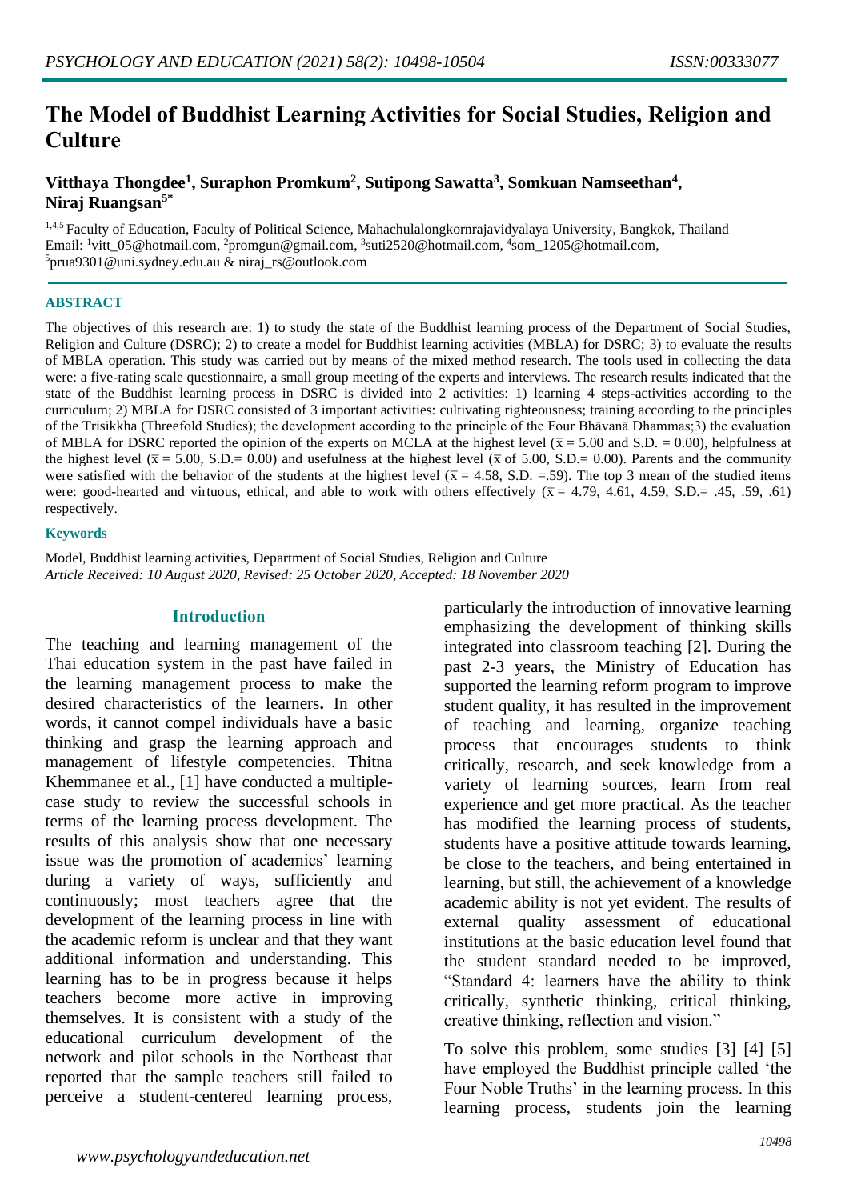# The Model of Buddhist Learning Activities for Social Studies, Religion and Culture

**Vitthaya Thongdee[1], Suraphon Promkum[2], Sutipong Sawatta[3], Somkuan Namseethan[4], Niraj Ruangsan[5*]**

[1,4,5] Faculty of Education, Faculty of Political Science, Mahachulalongkornrajavidyalaya University, Bangkok, Thailand
Email: [1]vitt_05@hotmail.com, [2]promgun@gmail.com, [3]suti2520@hotmail.com, [4]som_1205@hotmail.com, [5]prua9301@uni.sydney.edu.au & niraj_rs@outlook.com

## ABSTRACT

The objectives of this research are: 1) to study the state of the Buddhist learning process of the Department of Social Studies, Religion and Culture (DSRC); 2) to create a model for Buddhist learning activities (MBLA) for DSRC; 3) to evaluate the results of MBLA operation. This study was carried out by means of the mixed method research. The tools used in collecting the data were: a five-rating scale questionnaire, a small group meeting of the experts and interviews. The research results indicated that the state of the Buddhist learning process in DSRC is divided into 2 activities: 1) learning 4 steps-activities according to the curriculum; 2) MBLA for DSRC consisted of 3 important activities: cultivating righteousness; training according to the principles of the Trisikkha (Threefold Studies); the development according to the principle of the Four Bhāvanā Dhammas;3) the evaluation of MBLA for DSRC reported the opinion of the experts on MCLA at the highest level ($\bar{x}$ = 5.00 and S.D. = 0.00), helpfulness at the highest level ($\bar{x}$ = 5.00, S.D.= 0.00) and usefulness at the highest level ($\bar{x}$ of 5.00, S.D.= 0.00). Parents and the community were satisfied with the behavior of the students at the highest level ($\bar{x}$ = 4.58, S.D. =.59). The top 3 mean of the studied items were: good-hearted and virtuous, ethical, and able to work with others effectively ($\bar{x}$ = 4.79, 4.61, 4.59, S.D.= .45, .59, .61) respectively.

### Keywords

Model, Buddhist learning activities, Department of Social Studies, Religion and Culture

*Article Received: 10 August 2020, Revised: 25 October 2020, Accepted: 18 November 2020*

## Introduction

The teaching and learning management of the Thai education system in the past have failed in the learning management process to make the desired characteristics of the learners**.** In other words, it cannot compel individuals have a basic thinking and grasp the learning approach and management of lifestyle competencies. Thitna Khemmanee et al., [1] have conducted a multiple-case study to review the successful schools in terms of the learning process development. The results of this analysis show that one necessary issue was the promotion of academics' learning during a variety of ways, sufficiently and continuously; most teachers agree that the development of the learning process in line with the academic reform is unclear and that they want additional information and understanding. This learning has to be in progress because it helps teachers become more active in improving themselves. It is consistent with a study of the educational curriculum development of the network and pilot schools in the Northeast that reported that the sample teachers still failed to perceive a student-centered learning process, particularly the introduction of innovative learning emphasizing the development of thinking skills integrated into classroom teaching [2]. During the past 2-3 years, the Ministry of Education has supported the learning reform program to improve student quality, it has resulted in the improvement of teaching and learning, organize teaching process that encourages students to think critically, research, and seek knowledge from a variety of learning sources, learn from real experience and get more practical. As the teacher has modified the learning process of students, students have a positive attitude towards learning, be close to the teachers, and being entertained in learning, but still, the achievement of a knowledge academic ability is not yet evident. The results of external quality assessment of educational institutions at the basic education level found that the student standard needed to be improved, "Standard 4: learners have the ability to think critically, synthetic thinking, critical thinking, creative thinking, reflection and vision."

To solve this problem, some studies [3] [4] [5] have employed the Buddhist principle called 'the Four Noble Truths' in the learning process. In this learning process, students join the learning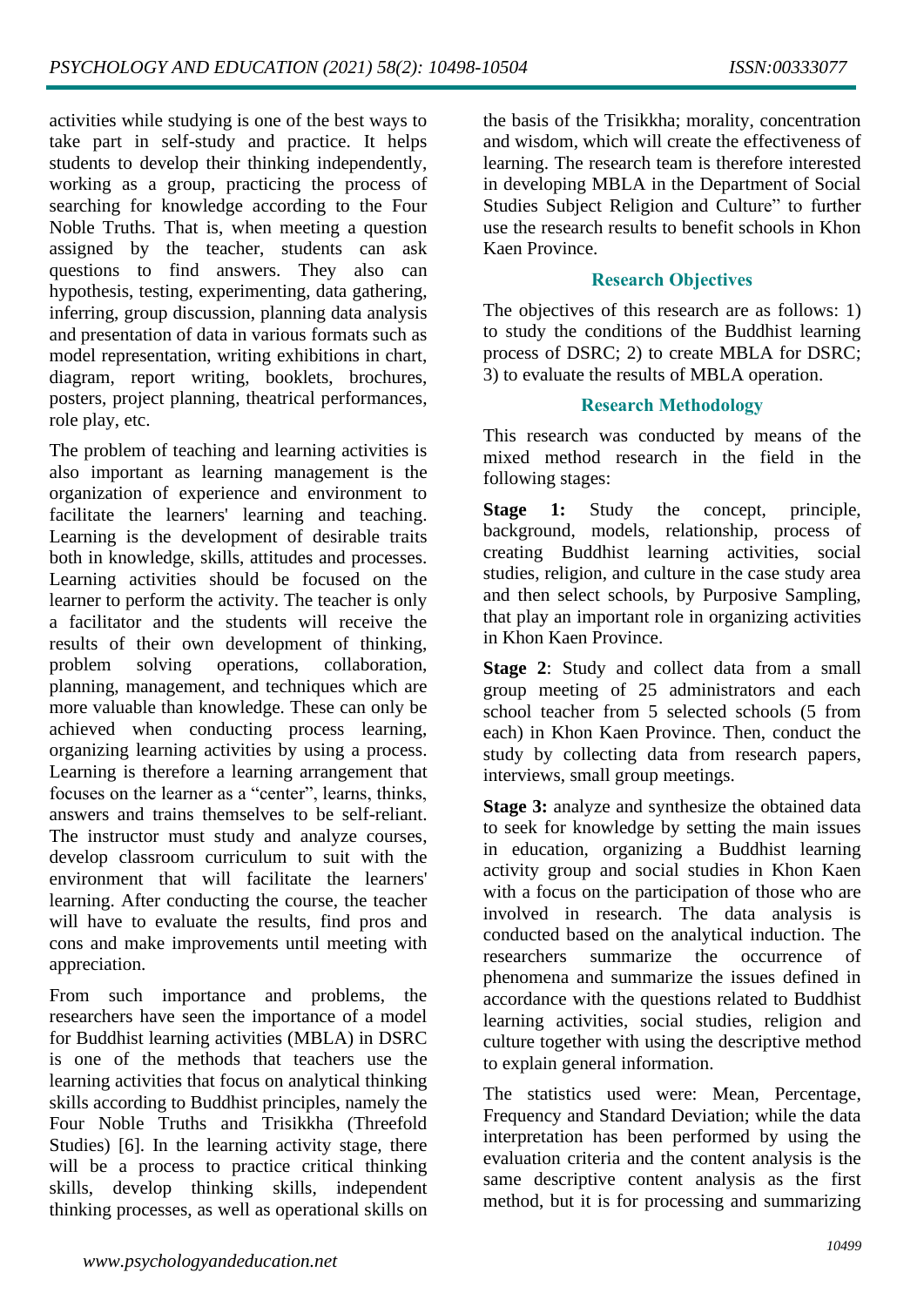activities while studying is one of the best ways to take part in self-study and practice. It helps students to develop their thinking independently, working as a group, practicing the process of searching for knowledge according to the Four Noble Truths. That is, when meeting a question assigned by the teacher, students can ask questions to find answers. They also can hypothesis, testing, experimenting, data gathering, inferring, group discussion, planning data analysis and presentation of data in various formats such as model representation, writing exhibitions in chart, diagram, report writing, booklets, brochures, posters, project planning, theatrical performances, role play, etc.

The problem of teaching and learning activities is also important as learning management is the organization of experience and environment to facilitate the learners' learning and teaching. Learning is the development of desirable traits both in knowledge, skills, attitudes and processes. Learning activities should be focused on the learner to perform the activity. The teacher is only a facilitator and the students will receive the results of their own development of thinking, problem solving operations, collaboration, planning, management, and techniques which are more valuable than knowledge. These can only be achieved when conducting process learning, organizing learning activities by using a process. Learning is therefore a learning arrangement that focuses on the learner as a "center", learns, thinks, answers and trains themselves to be self-reliant. The instructor must study and analyze courses, develop classroom curriculum to suit with the environment that will facilitate the learners' learning. After conducting the course, the teacher will have to evaluate the results, find pros and cons and make improvements until meeting with appreciation.

From such importance and problems, the researchers have seen the importance of a model for Buddhist learning activities (MBLA) in DSRC is one of the methods that teachers use the learning activities that focus on analytical thinking skills according to Buddhist principles, namely the Four Noble Truths and Trisikkha (Threefold Studies) [6]. In the learning activity stage, there will be a process to practice critical thinking skills, develop thinking skills, independent thinking processes, as well as operational skills on the basis of the Trisikkha; morality, concentration and wisdom, which will create the effectiveness of learning. The research team is therefore interested in developing MBLA in the Department of Social Studies Subject Religion and Culture" to further use the research results to benefit schools in Khon Kaen Province.

## Research Objectives

The objectives of this research are as follows: 1) to study the conditions of the Buddhist learning process of DSRC; 2) to create MBLA for DSRC; 3) to evaluate the results of MBLA operation.

## Research Methodology

This research was conducted by means of the mixed method research in the field in the following stages:

**Stage 1:** Study the concept, principle, background, models, relationship, process of creating Buddhist learning activities, social studies, religion, and culture in the case study area and then select schools, by Purposive Sampling, that play an important role in organizing activities in Khon Kaen Province.

**Stage 2**: Study and collect data from a small group meeting of 25 administrators and each school teacher from 5 selected schools (5 from each) in Khon Kaen Province. Then, conduct the study by collecting data from research papers, interviews, small group meetings.

**Stage 3:** analyze and synthesize the obtained data to seek for knowledge by setting the main issues in education, organizing a Buddhist learning activity group and social studies in Khon Kaen with a focus on the participation of those who are involved in research. The data analysis is conducted based on the analytical induction. The researchers summarize the occurrence of phenomena and summarize the issues defined in accordance with the questions related to Buddhist learning activities, social studies, religion and culture together with using the descriptive method to explain general information.

The statistics used were: Mean, Percentage, Frequency and Standard Deviation; while the data interpretation has been performed by using the evaluation criteria and the content analysis is the same descriptive content analysis as the first method, but it is for processing and summarizing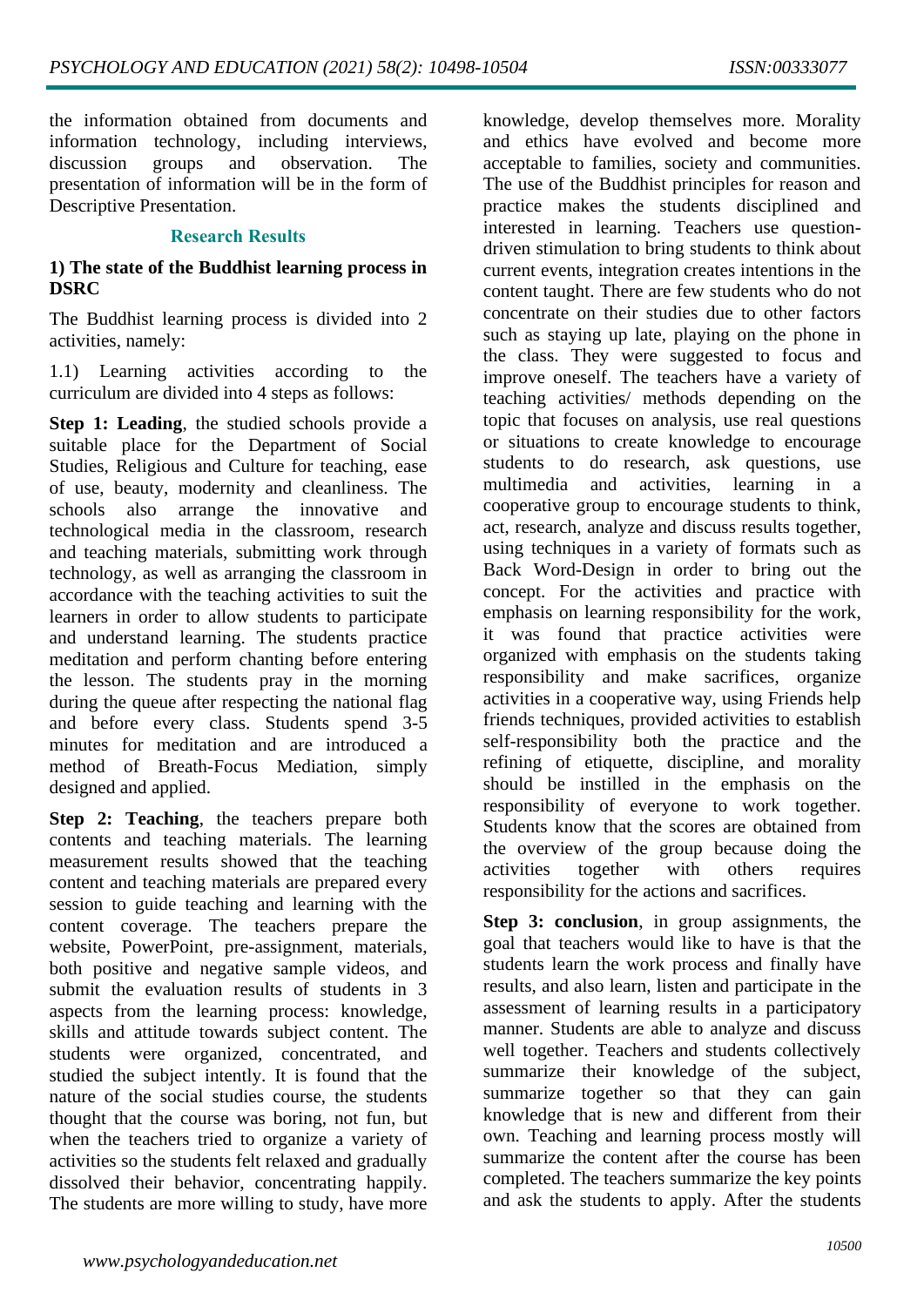the information obtained from documents and information technology, including interviews, discussion groups and observation. The presentation of information will be in the form of Descriptive Presentation.

## Research Results

### 1) The state of the Buddhist learning process in DSRC

The Buddhist learning process is divided into 2 activities, namely:

1.1) Learning activities according to the curriculum are divided into 4 steps as follows:

**Step 1: Leading**, the studied schools provide a suitable place for the Department of Social Studies, Religious and Culture for teaching, ease of use, beauty, modernity and cleanliness. The schools also arrange the innovative and technological media in the classroom, research and teaching materials, submitting work through technology, as well as arranging the classroom in accordance with the teaching activities to suit the learners in order to allow students to participate and understand learning. The students practice meditation and perform chanting before entering the lesson. The students pray in the morning during the queue after respecting the national flag and before every class. Students spend 3-5 minutes for meditation and are introduced a method of Breath-Focus Mediation, simply designed and applied.

**Step 2: Teaching**, the teachers prepare both contents and teaching materials. The learning measurement results showed that the teaching content and teaching materials are prepared every session to guide teaching and learning with the content coverage. The teachers prepare the website, PowerPoint, pre-assignment, materials, both positive and negative sample videos, and submit the evaluation results of students in 3 aspects from the learning process: knowledge, skills and attitude towards subject content. The students were organized, concentrated, and studied the subject intently. It is found that the nature of the social studies course, the students thought that the course was boring, not fun, but when the teachers tried to organize a variety of activities so the students felt relaxed and gradually dissolved their behavior, concentrating happily. The students are more willing to study, have more knowledge, develop themselves more. Morality and ethics have evolved and become more acceptable to families, society and communities. The use of the Buddhist principles for reason and practice makes the students disciplined and interested in learning. Teachers use question-driven stimulation to bring students to think about current events, integration creates intentions in the content taught. There are few students who do not concentrate on their studies due to other factors such as staying up late, playing on the phone in the class. They were suggested to focus and improve oneself. The teachers have a variety of teaching activities/ methods depending on the topic that focuses on analysis, use real questions or situations to create knowledge to encourage students to do research, ask questions, use multimedia and activities, learning in a cooperative group to encourage students to think, act, research, analyze and discuss results together, using techniques in a variety of formats such as Back Word-Design in order to bring out the concept. For the activities and practice with emphasis on learning responsibility for the work, it was found that practice activities were organized with emphasis on the students taking responsibility and make sacrifices, organize activities in a cooperative way, using Friends help friends techniques, provided activities to establish self-responsibility both the practice and the refining of etiquette, discipline, and morality should be instilled in the emphasis on the responsibility of everyone to work together. Students know that the scores are obtained from the overview of the group because doing the activities together with others requires responsibility for the actions and sacrifices.

**Step 3: conclusion**, in group assignments, the goal that teachers would like to have is that the students learn the work process and finally have results, and also learn, listen and participate in the assessment of learning results in a participatory manner. Students are able to analyze and discuss well together. Teachers and students collectively summarize their knowledge of the subject, summarize together so that they can gain knowledge that is new and different from their own. Teaching and learning process mostly will summarize the content after the course has been completed. The teachers summarize the key points and ask the students to apply. After the students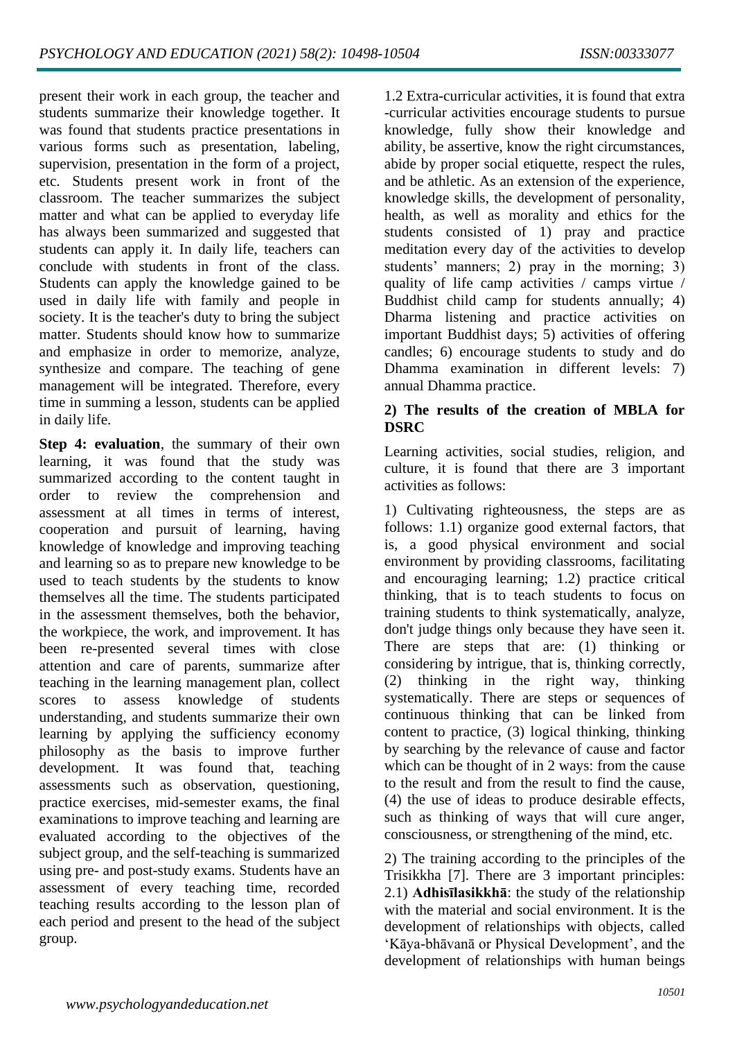present their work in each group, the teacher and students summarize their knowledge together. It was found that students practice presentations in various forms such as presentation, labeling, supervision, presentation in the form of a project, etc. Students present work in front of the classroom. The teacher summarizes the subject matter and what can be applied to everyday life has always been summarized and suggested that students can apply it. In daily life, teachers can conclude with students in front of the class. Students can apply the knowledge gained to be used in daily life with family and people in society. It is the teacher's duty to bring the subject matter. Students should know how to summarize and emphasize in order to memorize, analyze, synthesize and compare. The teaching of gene management will be integrated. Therefore, every time in summing a lesson, students can be applied in daily life.

**Step 4: evaluation**, the summary of their own learning, it was found that the study was summarized according to the content taught in order to review the comprehension and assessment at all times in terms of interest, cooperation and pursuit of learning, having knowledge of knowledge and improving teaching and learning so as to prepare new knowledge to be used to teach students by the students to know themselves all the time. The students participated in the assessment themselves, both the behavior, the workpiece, the work, and improvement. It has been re-presented several times with close attention and care of parents, summarize after teaching in the learning management plan, collect scores to assess knowledge of students understanding, and students summarize their own learning by applying the sufficiency economy philosophy as the basis to improve further development. It was found that, teaching assessments such as observation, questioning, practice exercises, mid-semester exams, the final examinations to improve teaching and learning are evaluated according to the objectives of the subject group, and the self-teaching is summarized using pre- and post-study exams. Students have an assessment of every teaching time, recorded teaching results according to the lesson plan of each period and present to the head of the subject group.

1.2 Extra-curricular activities, it is found that extra -curricular activities encourage students to pursue knowledge, fully show their knowledge and ability, be assertive, know the right circumstances, abide by proper social etiquette, respect the rules, and be athletic. As an extension of the experience, knowledge skills, the development of personality, health, as well as morality and ethics for the students consisted of 1) pray and practice meditation every day of the activities to develop students' manners; 2) pray in the morning; 3) quality of life camp activities / camps virtue / Buddhist child camp for students annually; 4) Dharma listening and practice activities on important Buddhist days; 5) activities of offering candles; 6) encourage students to study and do Dhamma examination in different levels: 7) annual Dhamma practice.

**2) The results of the creation of MBLA for DSRC**

Learning activities, social studies, religion, and culture, it is found that there are 3 important activities as follows:

1) Cultivating righteousness, the steps are as follows: 1.1) organize good external factors, that is, a good physical environment and social environment by providing classrooms, facilitating and encouraging learning; 1.2) practice critical thinking, that is to teach students to focus on training students to think systematically, analyze, don't judge things only because they have seen it. There are steps that are: (1) thinking or considering by intrigue, that is, thinking correctly, (2) thinking in the right way, thinking systematically. There are steps or sequences of continuous thinking that can be linked from content to practice, (3) logical thinking, thinking by searching by the relevance of cause and factor which can be thought of in 2 ways: from the cause to the result and from the result to find the cause, (4) the use of ideas to produce desirable effects, such as thinking of ways that will cure anger, consciousness, or strengthening of the mind, etc.

2) The training according to the principles of the Trisikkha [7]. There are 3 important principles: 2.1) **Adhisīlasikkhā**: the study of the relationship with the material and social environment. It is the development of relationships with objects, called 'Kāya-bhāvanā or Physical Development', and the development of relationships with human beings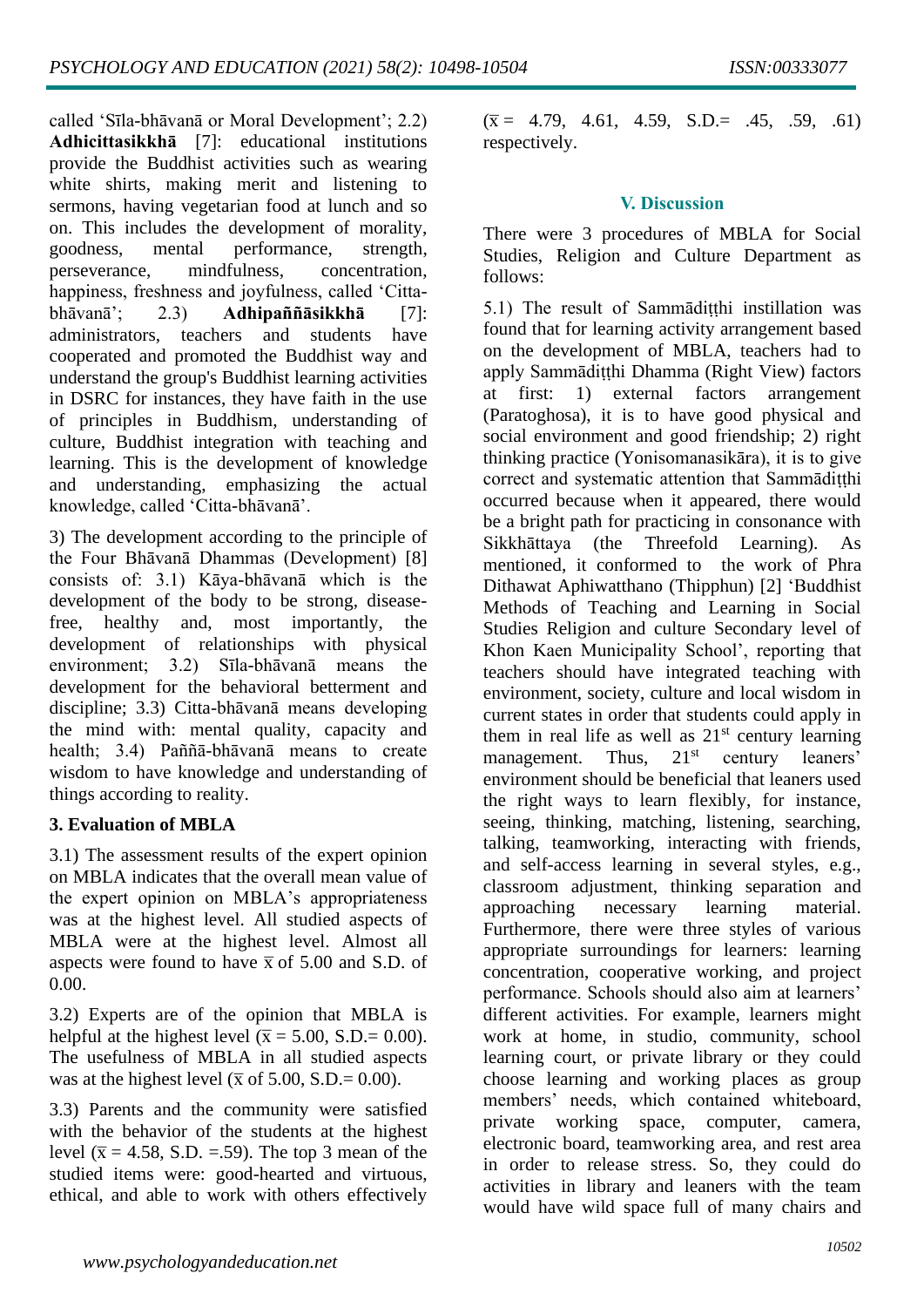called 'Sīla-bhāvanā or Moral Development'; 2.2) **Adhicittasikkhā** [7]: educational institutions provide the Buddhist activities such as wearing white shirts, making merit and listening to sermons, having vegetarian food at lunch and so on. This includes the development of morality, goodness, mental performance, strength, perseverance, mindfulness, concentration, happiness, freshness and joyfulness, called 'Citta-bhāvanā'; 2.3) **Adhipaññāsikkhā** [7]: administrators, teachers and students have cooperated and promoted the Buddhist way and understand the group's Buddhist learning activities in DSRC for instances, they have faith in the use of principles in Buddhism, understanding of culture, Buddhist integration with teaching and learning. This is the development of knowledge and understanding, emphasizing the actual knowledge, called 'Citta-bhāvanā'.

3) The development according to the principle of the Four Bhāvanā Dhammas (Development) [8] consists of: 3.1) Kāya-bhāvanā which is the development of the body to be strong, disease-free, healthy and, most importantly, the development of relationships with physical environment; 3.2) Sīla-bhāvanā means the development for the behavioral betterment and discipline; 3.3) Citta-bhāvanā means developing the mind with: mental quality, capacity and health; 3.4) Paññā-bhāvanā means to create wisdom to have knowledge and understanding of things according to reality.

**3. Evaluation of MBLA**

3.1) The assessment results of the expert opinion on MBLA indicates that the overall mean value of the expert opinion on MBLA's appropriateness was at the highest level. All studied aspects of MBLA were at the highest level. Almost all aspects were found to have $\bar{x}$ of 5.00 and S.D. of 0.00.

3.2) Experts are of the opinion that MBLA is helpful at the highest level ($\bar{x}$ = 5.00, S.D.= 0.00). The usefulness of MBLA in all studied aspects was at the highest level ($\bar{x}$ of 5.00, S.D.= 0.00).

3.3) Parents and the community were satisfied with the behavior of the students at the highest level ($\bar{x}$ = 4.58, S.D. =.59). The top 3 mean of the studied items were: good-hearted and virtuous, ethical, and able to work with others effectively ($\bar{x}$ = 4.79, 4.61, 4.59, S.D.= .45, .59, .61) respectively.

## V. Discussion

There were 3 procedures of MBLA for Social Studies, Religion and Culture Department as follows:

5.1) The result of Sammādiṭṭhi instillation was found that for learning activity arrangement based on the development of MBLA, teachers had to apply Sammādiṭṭhi Dhamma (Right View) factors at first: 1) external factors arrangement (Paratoghosa), it is to have good physical and social environment and good friendship; 2) right thinking practice (Yonisomanasikāra), it is to give correct and systematic attention that Sammādiṭṭhi occurred because when it appeared, there would be a bright path for practicing in consonance with Sikkhāttaya (the Threefold Learning). As mentioned, it conformed to the work of Phra Dithawat Aphiwatthano (Thipphun) [2] 'Buddhist Methods of Teaching and Learning in Social Studies Religion and culture Secondary level of Khon Kaen Municipality School', reporting that teachers should have integrated teaching with environment, society, culture and local wisdom in current states in order that students could apply in them in real life as well as 21st century learning management. Thus, 21st century leaners' environment should be beneficial that leaners used the right ways to learn flexibly, for instance, seeing, thinking, matching, listening, searching, talking, teamworking, interacting with friends, and self-access learning in several styles, e.g., classroom adjustment, thinking separation and approaching necessary learning material. Furthermore, there were three styles of various appropriate surroundings for learners: learning concentration, cooperative working, and project performance. Schools should also aim at learners' different activities. For example, learners might work at home, in studio, community, school learning court, or private library or they could choose learning and working places as group members' needs, which contained whiteboard, private working space, computer, camera, electronic board, teamworking area, and rest area in order to release stress. So, they could do activities in library and leaners with the team would have wild space full of many chairs and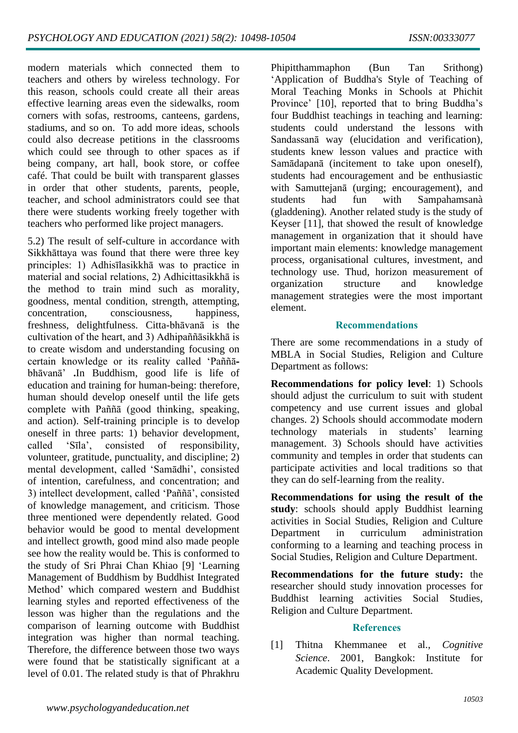modern materials which connected them to teachers and others by wireless technology. For this reason, schools could create all their areas effective learning areas even the sidewalks, room corners with sofas, restrooms, canteens, gardens, stadiums, and so on. To add more ideas, schools could also decrease petitions in the classrooms which could see through to other spaces as if being company, art hall, book store, or coffee café. That could be built with transparent glasses in order that other students, parents, people, teacher, and school administrators could see that there were students working freely together with teachers who performed like project managers.

5.2) The result of self-culture in accordance with Sikkhāttaya was found that there were three key principles: 1) Adhisīlasikkhā was to practice in material and social relations, 2) Adhicittasikkhā is the method to train mind such as morality, goodness, mental condition, strength, attempting, concentration, consciousness, happiness, freshness, delightfulness. Citta-bhāvanā is the cultivation of the heart, and 3) Adhipaññāsikkhā is to create wisdom and understanding focusing on certain knowledge or its reality called '**Paññā-**bhāvanā' **.**In Buddhism, good life is life of education and training for human-being: therefore, human should develop oneself until the life gets complete with Paññā (good thinking, speaking, and action). Self-training principle is to develop oneself in three parts: 1) behavior development, called 'Sīla', consisted of responsibility, volunteer, gratitude, punctuality, and discipline; 2) mental development, called 'Samādhi', consisted of intention, carefulness, and concentration; and 3) intellect development, called 'Paññā', consisted of knowledge management, and criticism. Those three mentioned were dependently related. Good behavior would be good to mental development and intellect growth, good mind also made people see how the reality would be. This is conformed to the study of Sri Phrai Chan Khiao [9] 'Learning Management of Buddhism by Buddhist Integrated Method' which compared western and Buddhist learning styles and reported effectiveness of the lesson was higher than the regulations and the comparison of learning outcome with Buddhist integration was higher than normal teaching. Therefore, the difference between those two ways were found that be statistically significant at a level of 0.01. The related study is that of Phrakhru Phipitthammaphon (Bun Tan Srithong) 'Application of Buddha's Style of Teaching of Moral Teaching Monks in Schools at Phichit Province' [10], reported that to bring Buddha's four Buddhist teachings in teaching and learning: students could understand the lessons with Sandassanā way (elucidation and verification), students knew lesson values and practice with Samādapanā (incitement to take upon oneself), students had encouragement and be enthusiastic with Samuttejanā (urging; encouragement), and students had fun with Sampahamsanà (gladdening). Another related study is the study of Keyser [11], that showed the result of knowledge management in organization that it should have important main elements: knowledge management process, organisational cultures, investment, and technology use. Thud, horizon measurement of organization structure and knowledge management strategies were the most important element.

## Recommendations

There are some recommendations in a study of MBLA in Social Studies, Religion and Culture Department as follows:

**Recommendations for policy level**: 1) Schools should adjust the curriculum to suit with student competency and use current issues and global changes. 2) Schools should accommodate modern technology materials in students' learning management. 3) Schools should have activities community and temples in order that students can participate activities and local traditions so that they can do self-learning from the reality.

**Recommendations for using the result of the study**: schools should apply Buddhist learning activities in Social Studies, Religion and Culture Department in curriculum administration conforming to a learning and teaching process in Social Studies, Religion and Culture Department.

**Recommendations for the future study:** the researcher should study innovation processes for Buddhist learning activities Social Studies, Religion and Culture Department.

## References

[1] Thitna Khemmanee et al., *Cognitive Science*. 2001, Bangkok: Institute for Academic Quality Development.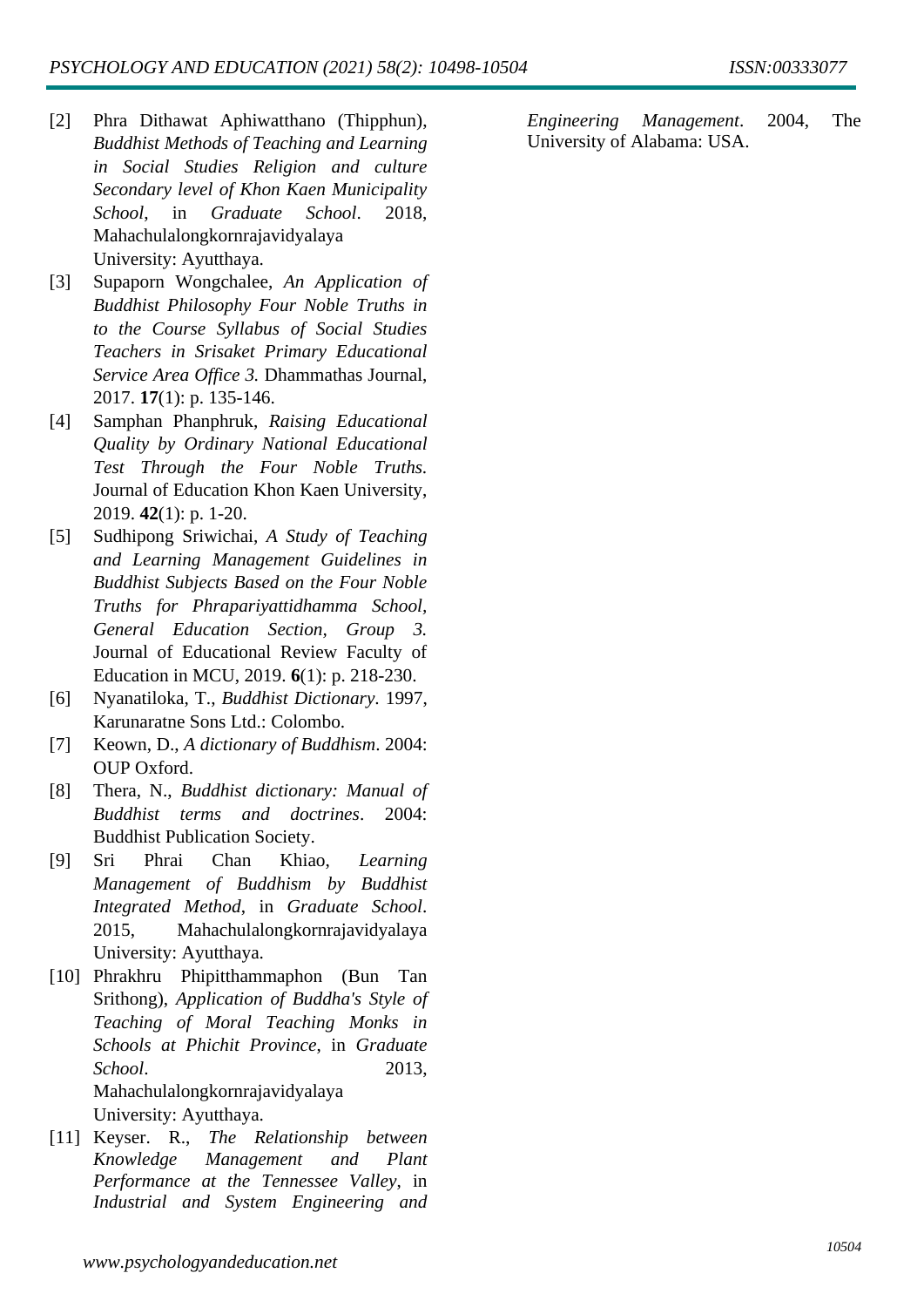[2] Phra Dithawat Aphiwatthano (Thipphun), *Buddhist Methods of Teaching and Learning in Social Studies Religion and culture Secondary level of Khon Kaen Municipality School*, in *Graduate School*. 2018, Mahachulalongkornrajavidyalaya University: Ayutthaya.

[3] Supaporn Wongchalee, *An Application of Buddhist Philosophy Four Noble Truths in to the Course Syllabus of Social Studies Teachers in Srisaket Primary Educational Service Area Office 3.* Dhammathas Journal, 2017. **17**(1): p. 135-146.

[4] Samphan Phanphruk, *Raising Educational Quality by Ordinary National Educational Test Through the Four Noble Truths.* Journal of Education Khon Kaen University, 2019. **42**(1): p. 1-20.

[5] Sudhipong Sriwichai, *A Study of Teaching and Learning Management Guidelines in Buddhist Subjects Based on the Four Noble Truths for Phrapariyattidhamma School, General Education Section, Group 3.* Journal of Educational Review Faculty of Education in MCU, 2019. **6**(1): p. 218-230.

[6] Nyanatiloka, T., *Buddhist Dictionary*. 1997, Karunaratne Sons Ltd.: Colombo.

[7] Keown, D., *A dictionary of Buddhism*. 2004: OUP Oxford.

[8] Thera, N., *Buddhist dictionary: Manual of Buddhist terms and doctrines*. 2004: Buddhist Publication Society.

[9] Sri Phrai Chan Khiao, *Learning Management of Buddhism by Buddhist Integrated Method*, in *Graduate School*. 2015, Mahachulalongkornrajavidyalaya University: Ayutthaya.

[10] Phrakhru Phipitthammaphon (Bun Tan Srithong), *Application of Buddha's Style of Teaching of Moral Teaching Monks in Schools at Phichit Province*, in *Graduate School*. 2013, Mahachulalongkornrajavidyalaya University: Ayutthaya.

[11] Keyser. R., *The Relationship between Knowledge Management and Plant Performance at the Tennessee Valley*, in *Industrial and System Engineering and Engineering Management*. 2004, The University of Alabama: USA.